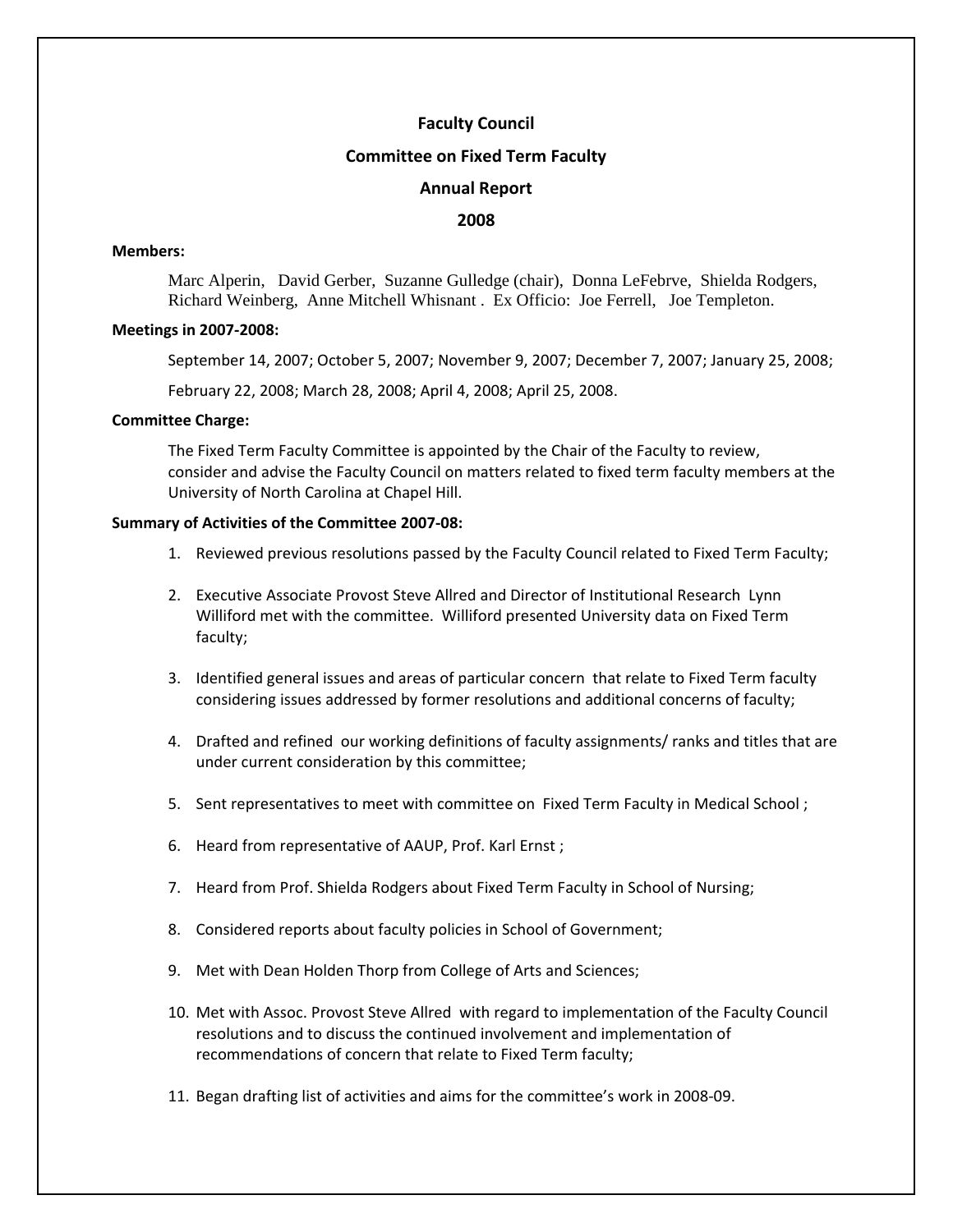# Faculty Council

## Committee on Fixed Term Faculty

## Annual Report

## 2008

**Members:**

Marc Alperin, David Gerber, Suzanne Gulledge (chair), Donna LeFebrve, Shielda Rodgers, Richard Weinberg, Anne Mitchell Whisnant . Ex Officio: Joe Ferrell, Joe Templeton.

**Meetings in 2007-2008:**

September 14, 2007; October 5, 2007; November 9, 2007; December 7, 2007; January 25, 2008;

February 22, 2008; March 28, 2008; April 4, 2008; April 25, 2008.

**Committee Charge:**

The Fixed Term Faculty Committee is appointed by the Chair of the Faculty to review, consider and advise the Faculty Council on matters related to fixed term faculty members at the University of North Carolina at Chapel Hill.

**Summary of Activities of the Committee 2007-08:**

1. Reviewed previous resolutions passed by the Faculty Council related to Fixed Term Faculty;
2. Executive Associate Provost Steve Allred and Director of Institutional Research Lynn Williford met with the committee. Williford presented University data on Fixed Term faculty;
3. Identified general issues and areas of particular concern that relate to Fixed Term faculty considering issues addressed by former resolutions and additional concerns of faculty;
4. Drafted and refined our working definitions of faculty assignments/ ranks and titles that are under current consideration by this committee;
5. Sent representatives to meet with committee on Fixed Term Faculty in Medical School ;
6. Heard from representative of AAUP, Prof. Karl Ernst ;
7. Heard from Prof. Shielda Rodgers about Fixed Term Faculty in School of Nursing;
8. Considered reports about faculty policies in School of Government;
9. Met with Dean Holden Thorp from College of Arts and Sciences;
10. Met with Assoc. Provost Steve Allred with regard to implementation of the Faculty Council resolutions and to discuss the continued involvement and implementation of recommendations of concern that relate to Fixed Term faculty;
11. Began drafting list of activities and aims for the committee's work in 2008-09.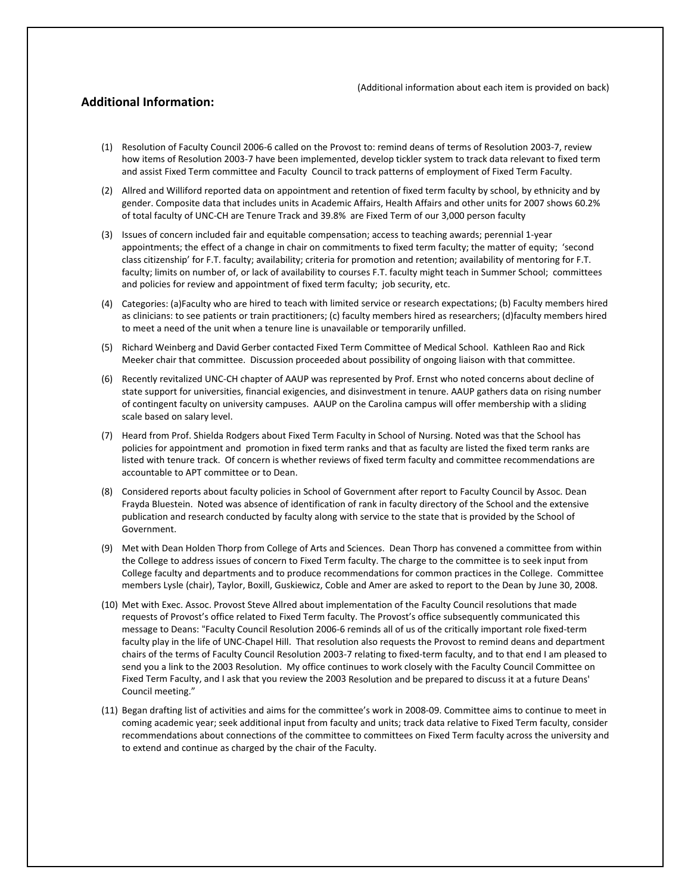(Additional information about each item is provided on back)

## Additional Information:

(1) Resolution of Faculty Council 2006-6 called on the Provost to: remind deans of terms of Resolution 2003-7, review how items of Resolution 2003-7 have been implemented, develop tickler system to track data relevant to fixed term and assist Fixed Term committee and Faculty Council to track patterns of employment of Fixed Term Faculty.

(2) Allred and Williford reported data on appointment and retention of fixed term faculty by school, by ethnicity and by gender. Composite data that includes units in Academic Affairs, Health Affairs and other units for 2007 shows 60.2% of total faculty of UNC-CH are Tenure Track and 39.8% are Fixed Term of our 3,000 person faculty

(3) Issues of concern included fair and equitable compensation; access to teaching awards; perennial 1-year appointments; the effect of a change in chair on commitments to fixed term faculty; the matter of equity; 'second class citizenship' for F.T. faculty; availability; criteria for promotion and retention; availability of mentoring for F.T. faculty; limits on number of, or lack of availability to courses F.T. faculty might teach in Summer School; committees and policies for review and appointment of fixed term faculty; job security, etc.

(4) Categories: (a)Faculty who are hired to teach with limited service or research expectations; (b) Faculty members hired as clinicians: to see patients or train practitioners; (c) faculty members hired as researchers; (d)faculty members hired to meet a need of the unit when a tenure line is unavailable or temporarily unfilled.

(5) Richard Weinberg and David Gerber contacted Fixed Term Committee of Medical School. Kathleen Rao and Rick Meeker chair that committee. Discussion proceeded about possibility of ongoing liaison with that committee.

(6) Recently revitalized UNC-CH chapter of AAUP was represented by Prof. Ernst who noted concerns about decline of state support for universities, financial exigencies, and disinvestment in tenure. AAUP gathers data on rising number of contingent faculty on university campuses. AAUP on the Carolina campus will offer membership with a sliding scale based on salary level.

(7) Heard from Prof. Shielda Rodgers about Fixed Term Faculty in School of Nursing. Noted was that the School has policies for appointment and promotion in fixed term ranks and that as faculty are listed the fixed term ranks are listed with tenure track. Of concern is whether reviews of fixed term faculty and committee recommendations are accountable to APT committee or to Dean.

(8) Considered reports about faculty policies in School of Government after report to Faculty Council by Assoc. Dean Frayda Bluestein. Noted was absence of identification of rank in faculty directory of the School and the extensive publication and research conducted by faculty along with service to the state that is provided by the School of Government.

(9) Met with Dean Holden Thorp from College of Arts and Sciences. Dean Thorp has convened a committee from within the College to address issues of concern to Fixed Term faculty. The charge to the committee is to seek input from College faculty and departments and to produce recommendations for common practices in the College. Committee members Lysle (chair), Taylor, Boxill, Guskiewicz, Coble and Amer are asked to report to the Dean by June 30, 2008.

(10) Met with Exec. Assoc. Provost Steve Allred about implementation of the Faculty Council resolutions that made requests of Provost's office related to Fixed Term faculty. The Provost's office subsequently communicated this message to Deans: "Faculty Council Resolution 2006-6 reminds all of us of the critically important role fixed-term faculty play in the life of UNC-Chapel Hill. That resolution also requests the Provost to remind deans and department chairs of the terms of Faculty Council Resolution 2003-7 relating to fixed-term faculty, and to that end I am pleased to send you a link to the 2003 Resolution. My office continues to work closely with the Faculty Council Committee on Fixed Term Faculty, and I ask that you review the 2003 Resolution and be prepared to discuss it at a future Deans' Council meeting."

(11) Began drafting list of activities and aims for the committee's work in 2008-09. Committee aims to continue to meet in coming academic year; seek additional input from faculty and units; track data relative to Fixed Term faculty, consider recommendations about connections of the committee to committees on Fixed Term faculty across the university and to extend and continue as charged by the chair of the Faculty.